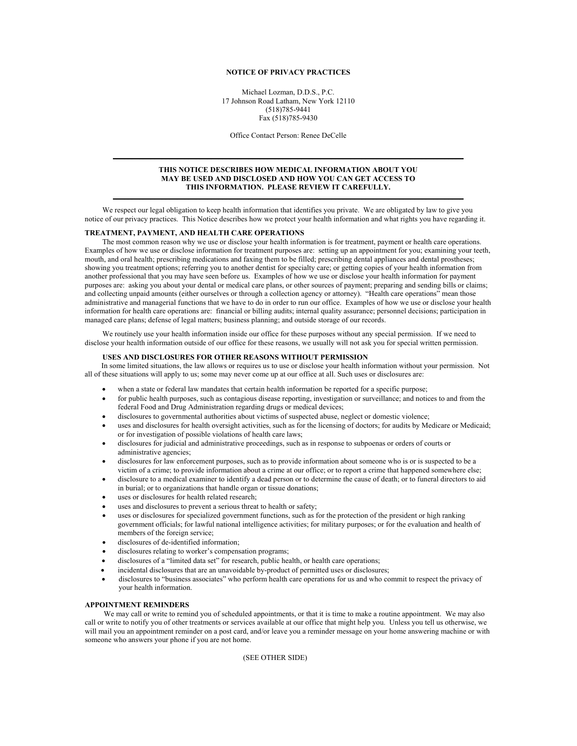# NOTICE OF PRIVACY PRACTICES

Michael Lozman, D.D.S., P.C.
17 Johnson Road Latham, New York 12110
(518)785-9441
Fax (518)785-9430

Office Contact Person: Renee DeCelle

---

**THIS NOTICE DESCRIBES HOW MEDICAL INFORMATION ABOUT YOU MAY BE USED AND DISCLOSED AND HOW YOU CAN GET ACCESS TO THIS INFORMATION. PLEASE REVIEW IT CAREFULLY.**

---

We respect our legal obligation to keep health information that identifies you private. We are obligated by law to give you notice of our privacy practices. This Notice describes how we protect your health information and what rights you have regarding it.

## TREATMENT, PAYMENT, AND HEALTH CARE OPERATIONS

The most common reason why we use or disclose your health information is for treatment, payment or health care operations. Examples of how we use or disclose information for treatment purposes are: setting up an appointment for you; examining your teeth, mouth, and oral health; prescribing medications and faxing them to be filled; prescribing dental appliances and dental prostheses; showing you treatment options; referring you to another dentist for specialty care; or getting copies of your health information from another professional that you may have seen before us. Examples of how we use or disclose your health information for payment purposes are: asking you about your dental or medical care plans, or other sources of payment; preparing and sending bills or claims; and collecting unpaid amounts (either ourselves or through a collection agency or attorney). "Health care operations" mean those administrative and managerial functions that we have to do in order to run our office. Examples of how we use or disclose your health information for health care operations are: financial or billing audits; internal quality assurance; personnel decisions; participation in managed care plans; defense of legal matters; business planning; and outside storage of our records.

We routinely use your health information inside our office for these purposes without any special permission. If we need to disclose your health information outside of our office for these reasons, we usually will not ask you for special written permission.

### USES AND DISCLOSURES FOR OTHER REASONS WITHOUT PERMISSION

In some limited situations, the law allows or requires us to use or disclose your health information without your permission. Not all of these situations will apply to us; some may never come up at our office at all. Such uses or disclosures are:

- when a state or federal law mandates that certain health information be reported for a specific purpose;
- for public health purposes, such as contagious disease reporting, investigation or surveillance; and notices to and from the federal Food and Drug Administration regarding drugs or medical devices;
- disclosures to governmental authorities about victims of suspected abuse, neglect or domestic violence;
- uses and disclosures for health oversight activities, such as for the licensing of doctors; for audits by Medicare or Medicaid; or for investigation of possible violations of health care laws;
- disclosures for judicial and administrative proceedings, such as in response to subpoenas or orders of courts or administrative agencies;
- disclosures for law enforcement purposes, such as to provide information about someone who is or is suspected to be a victim of a crime; to provide information about a crime at our office; or to report a crime that happened somewhere else;
- disclosure to a medical examiner to identify a dead person or to determine the cause of death; or to funeral directors to aid in burial; or to organizations that handle organ or tissue donations;
- uses or disclosures for health related research;
- uses and disclosures to prevent a serious threat to health or safety;
- uses or disclosures for specialized government functions, such as for the protection of the president or high ranking government officials; for lawful national intelligence activities; for military purposes; or for the evaluation and health of members of the foreign service;
- disclosures of de-identified information;
- disclosures relating to worker's compensation programs;
- disclosures of a "limited data set" for research, public health, or health care operations;
- incidental disclosures that are an unavoidable by-product of permitted uses or disclosures;
- disclosures to "business associates" who perform health care operations for us and who commit to respect the privacy of your health information.

## APPOINTMENT REMINDERS

We may call or write to remind you of scheduled appointments, or that it is time to make a routine appointment. We may also call or write to notify you of other treatments or services available at our office that might help you. Unless you tell us otherwise, we will mail you an appointment reminder on a post card, and/or leave you a reminder message on your home answering machine or with someone who answers your phone if you are not home.

(SEE OTHER SIDE)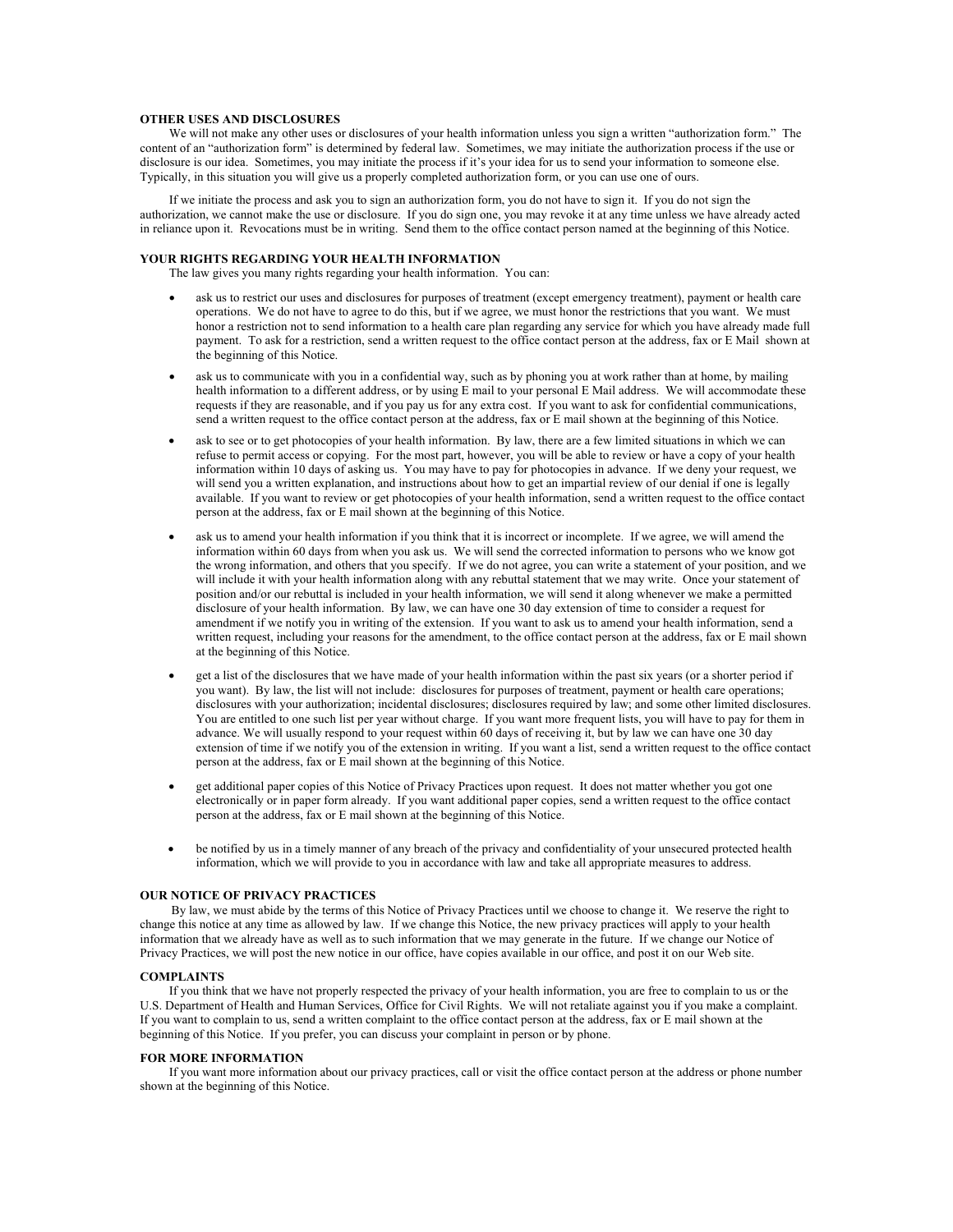**OTHER USES AND DISCLOSURES**

We will not make any other uses or disclosures of your health information unless you sign a written "authorization form." The content of an "authorization form" is determined by federal law. Sometimes, we may initiate the authorization process if the use or disclosure is our idea. Sometimes, you may initiate the process if it's your idea for us to send your information to someone else. Typically, in this situation you will give us a properly completed authorization form, or you can use one of ours.

If we initiate the process and ask you to sign an authorization form, you do not have to sign it. If you do not sign the authorization, we cannot make the use or disclosure. If you do sign one, you may revoke it at any time unless we have already acted in reliance upon it. Revocations must be in writing. Send them to the office contact person named at the beginning of this Notice.

**YOUR RIGHTS REGARDING YOUR HEALTH INFORMATION**

The law gives you many rights regarding your health information. You can:

- ask us to restrict our uses and disclosures for purposes of treatment (except emergency treatment), payment or health care operations. We do not have to agree to do this, but if we agree, we must honor the restrictions that you want. We must honor a restriction not to send information to a health care plan regarding any service for which you have already made full payment. To ask for a restriction, send a written request to the office contact person at the address, fax or E Mail shown at the beginning of this Notice.

- ask us to communicate with you in a confidential way, such as by phoning you at work rather than at home, by mailing health information to a different address, or by using E mail to your personal E Mail address. We will accommodate these requests if they are reasonable, and if you pay us for any extra cost. If you want to ask for confidential communications, send a written request to the office contact person at the address, fax or E mail shown at the beginning of this Notice.

- ask to see or to get photocopies of your health information. By law, there are a few limited situations in which we can refuse to permit access or copying. For the most part, however, you will be able to review or have a copy of your health information within 10 days of asking us. You may have to pay for photocopies in advance. If we deny your request, we will send you a written explanation, and instructions about how to get an impartial review of our denial if one is legally available. If you want to review or get photocopies of your health information, send a written request to the office contact person at the address, fax or E mail shown at the beginning of this Notice.

- ask us to amend your health information if you think that it is incorrect or incomplete. If we agree, we will amend the information within 60 days from when you ask us. We will send the corrected information to persons who we know got the wrong information, and others that you specify. If we do not agree, you can write a statement of your position, and we will include it with your health information along with any rebuttal statement that we may write. Once your statement of position and/or our rebuttal is included in your health information, we will send it along whenever we make a permitted disclosure of your health information. By law, we can have one 30 day extension of time to consider a request for amendment if we notify you in writing of the extension. If you want to ask us to amend your health information, send a written request, including your reasons for the amendment, to the office contact person at the address, fax or E mail shown at the beginning of this Notice.

- get a list of the disclosures that we have made of your health information within the past six years (or a shorter period if you want). By law, the list will not include: disclosures for purposes of treatment, payment or health care operations; disclosures with your authorization; incidental disclosures; disclosures required by law; and some other limited disclosures. You are entitled to one such list per year without charge. If you want more frequent lists, you will have to pay for them in advance. We will usually respond to your request within 60 days of receiving it, but by law we can have one 30 day extension of time if we notify you of the extension in writing. If you want a list, send a written request to the office contact person at the address, fax or E mail shown at the beginning of this Notice.

- get additional paper copies of this Notice of Privacy Practices upon request. It does not matter whether you got one electronically or in paper form already. If you want additional paper copies, send a written request to the office contact person at the address, fax or E mail shown at the beginning of this Notice.

- be notified by us in a timely manner of any breach of the privacy and confidentiality of your unsecured protected health information, which we will provide to you in accordance with law and take all appropriate measures to address.

**OUR NOTICE OF PRIVACY PRACTICES**

By law, we must abide by the terms of this Notice of Privacy Practices until we choose to change it. We reserve the right to change this notice at any time as allowed by law. If we change this Notice, the new privacy practices will apply to your health information that we already have as well as to such information that we may generate in the future. If we change our Notice of Privacy Practices, we will post the new notice in our office, have copies available in our office, and post it on our Web site.

**COMPLAINTS**

If you think that we have not properly respected the privacy of your health information, you are free to complain to us or the U.S. Department of Health and Human Services, Office for Civil Rights. We will not retaliate against you if you make a complaint. If you want to complain to us, send a written complaint to the office contact person at the address, fax or E mail shown at the beginning of this Notice. If you prefer, you can discuss your complaint in person or by phone.

**FOR MORE INFORMATION**

If you want more information about our privacy practices, call or visit the office contact person at the address or phone number shown at the beginning of this Notice.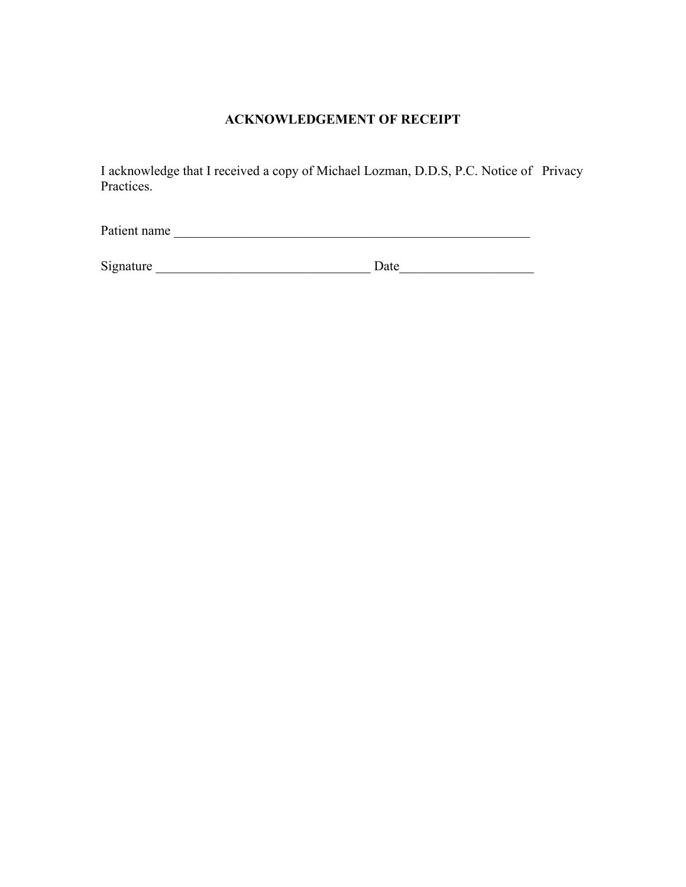## ACKNOWLEDGEMENT OF RECEIPT

I acknowledge that I received a copy of Michael Lozman, D.D.S, P.C. Notice of Privacy Practices.

Patient name _______________________________________________________

Signature _________________________________ Date___________________